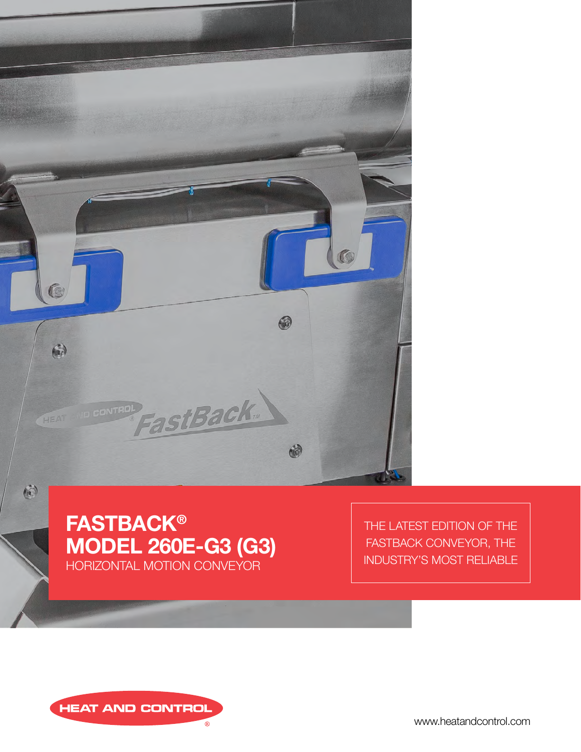# FASTBACK® MODEL 260E-G3 (G3)

HORIZONTAL MOTION CONVEYOR

THE LATEST EDITION OF THE FASTBACK CONVEYOR, THE INDUSTRY'S MOST RELIABLE

HEAT AND CONTROL®

www.heatandcontrol.com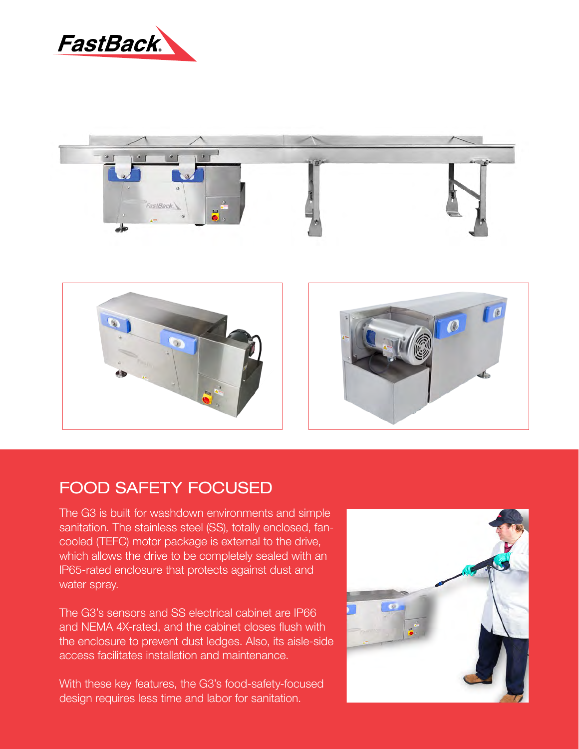# FOOD SAFETY FOCUSED

The G3 is built for washdown environments and simple sanitation. The stainless steel (SS), totally enclosed, fan-cooled (TEFC) motor package is external to the drive, which allows the drive to be completely sealed with an IP65-rated enclosure that protects against dust and water spray.

The G3's sensors and SS electrical cabinet are IP66 and NEMA 4X-rated, and the cabinet closes flush with the enclosure to prevent dust ledges. Also, its aisle-side access facilitates installation and maintenance.

With these key features, the G3's food-safety-focused design requires less time and labor for sanitation.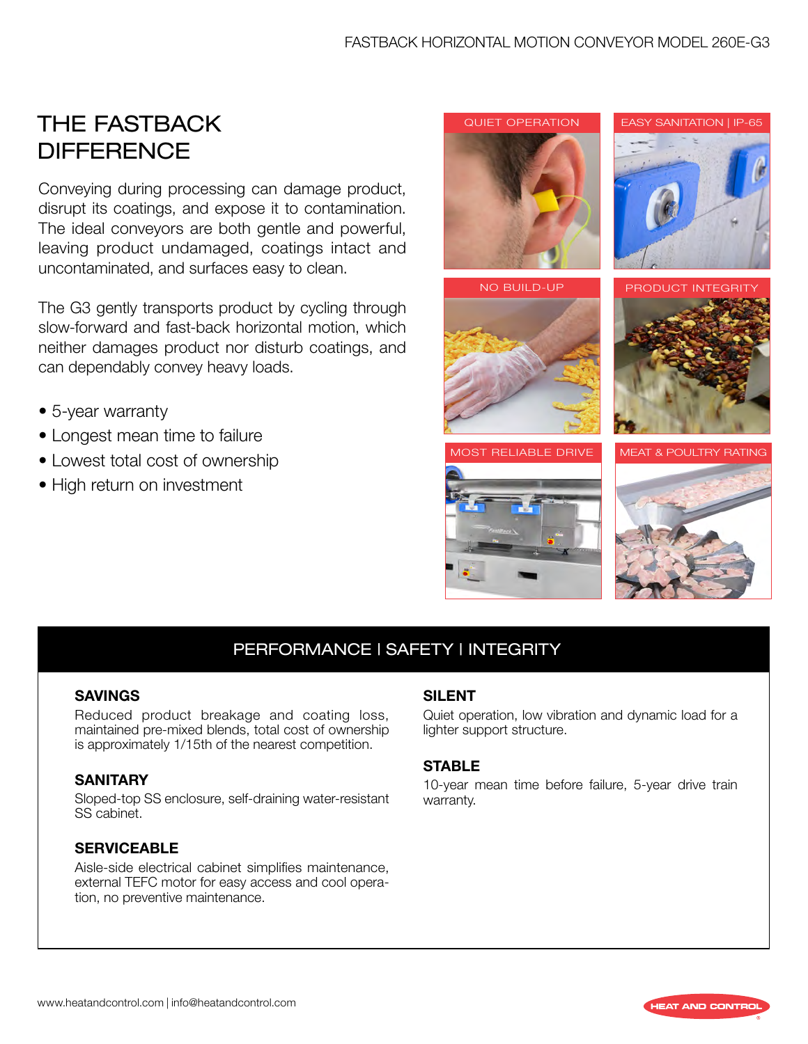# THE FASTBACK DIFFERENCE

Conveying during processing can damage product, disrupt its coatings, and expose it to contamination. The ideal conveyors are both gentle and powerful, leaving product undamaged, coatings intact and uncontaminated, and surfaces easy to clean.

The G3 gently transports product by cycling through slow-forward and fast-back horizontal motion, which neither damages product nor disturb coatings, and can dependably convey heavy loads.

- 5-year warranty
- Longest mean time to failure
- Lowest total cost of ownership
- High return on investment

QUIET OPERATION

EASY SANITATION | IP-65

NO BUILD-UP

PRODUCT INTEGRITY

MOST RELIABLE DRIVE

MEAT & POULTRY RATING

## PERFORMANCE | SAFETY | INTEGRITY

### SAVINGS

Reduced product breakage and coating loss, maintained pre-mixed blends, total cost of ownership is approximately 1/15th of the nearest competition.

### SANITARY

Sloped-top SS enclosure, self-draining water-resistant SS cabinet.

### SERVICEABLE

Aisle-side electrical cabinet simplifies maintenance, external TEFC motor for easy access and cool operation, no preventive maintenance.

### SILENT

Quiet operation, low vibration and dynamic load for a lighter support structure.

### STABLE

10-year mean time before failure, 5-year drive train warranty.

www.heatandcontrol.com | info@heatandcontrol.com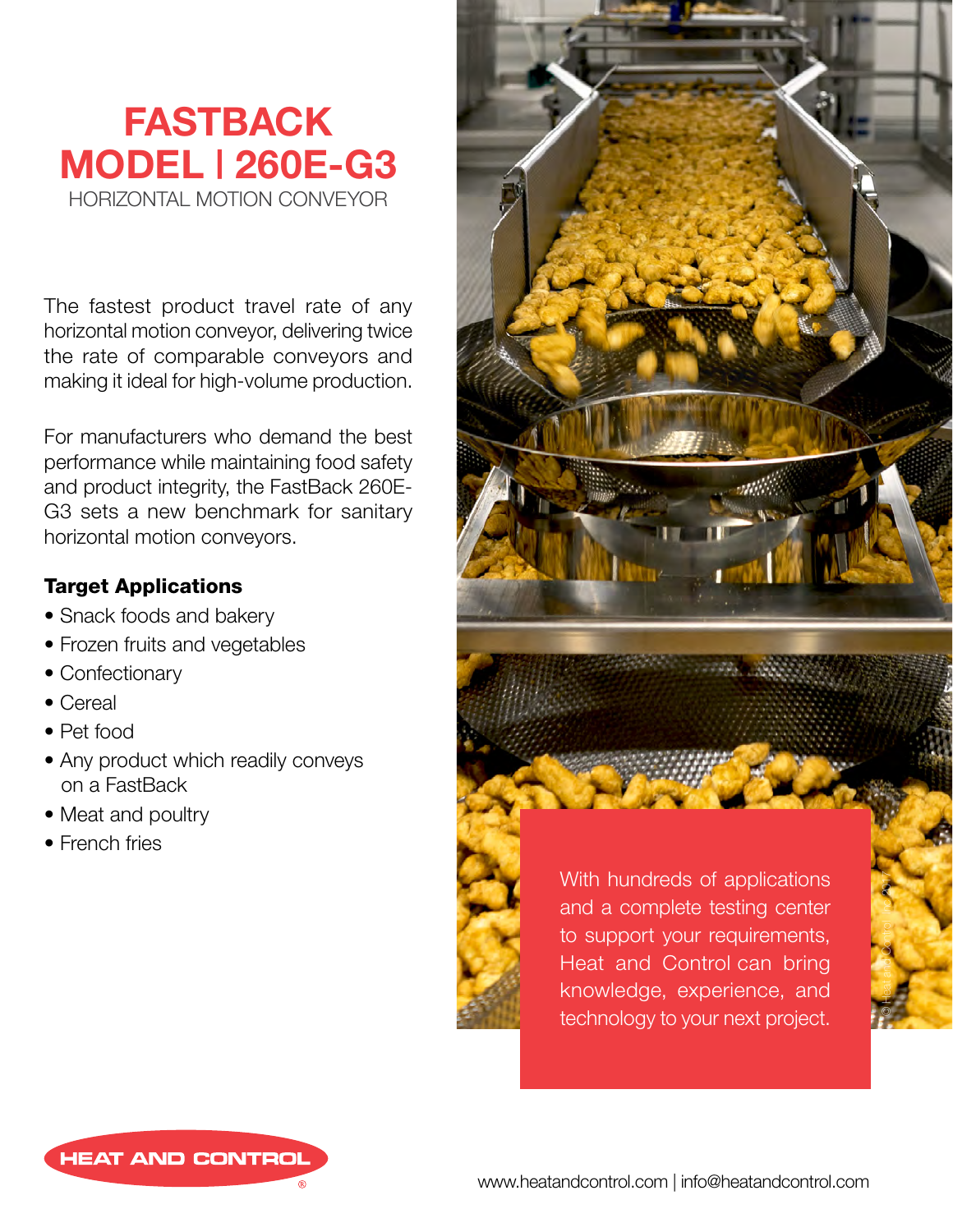# FASTBACK MODEL | 260E-G3

HORIZONTAL MOTION CONVEYOR

The fastest product travel rate of any horizontal motion conveyor, delivering twice the rate of comparable conveyors and making it ideal for high-volume production.

For manufacturers who demand the best performance while maintaining food safety and product integrity, the FastBack 260E-G3 sets a new benchmark for sanitary horizontal motion conveyors.

**Target Applications**

- Snack foods and bakery
- Frozen fruits and vegetables
- Confectionary
- Cereal
- Pet food
- Any product which readily conveys on a FastBack
- Meat and poultry
- French fries

With hundreds of applications and a complete testing center to support your requirements, Heat and Control can bring knowledge, experience, and technology to your next project.

HEAT AND CONTROL®

www.heatandcontrol.com | info@heatandcontrol.com